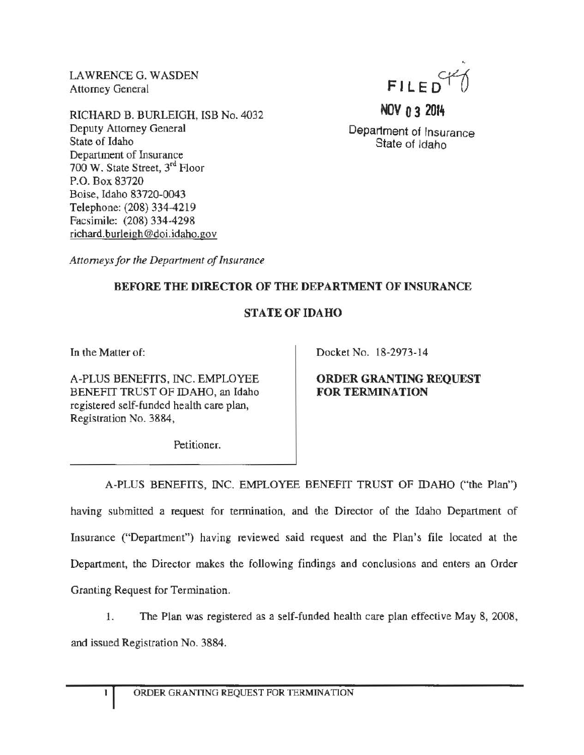LAWRENCE G. WASDEN
Attorney General

RICHARD B. BURLEIGH, ISB No. 4032
Deputy Attorney General
State of Idaho
Department of Insurance
700 W. State Street, 3rd Floor
P.O. Box 83720
Boise, Idaho 83720-0043
Telephone: (208) 334-4219
Facsimile: (208) 334-4298
richard.burleigh@doi.idaho.gov

FILED
NOV 03 2014
Department of Insurance
State of Idaho

*Attorneys for the Department of Insurance*

**BEFORE THE DIRECTOR OF THE DEPARTMENT OF INSURANCE**

**STATE OF IDAHO**

In the Matter of:

A-PLUS BENEFITS, INC. EMPLOYEE BENEFIT TRUST OF IDAHO, an Idaho registered self-funded health care plan, Registration No. 3884,

Petitioner.

Docket No. 18-2973-14

**ORDER GRANTING REQUEST FOR TERMINATION**

A-PLUS BENEFITS, INC. EMPLOYEE BENEFIT TRUST OF IDAHO ("the Plan") having submitted a request for termination, and the Director of the Idaho Department of Insurance ("Department") having reviewed said request and the Plan's file located at the Department, the Director makes the following findings and conclusions and enters an Order Granting Request for Termination.

1. The Plan was registered as a self-funded health care plan effective May 8, 2008, and issued Registration No. 3884.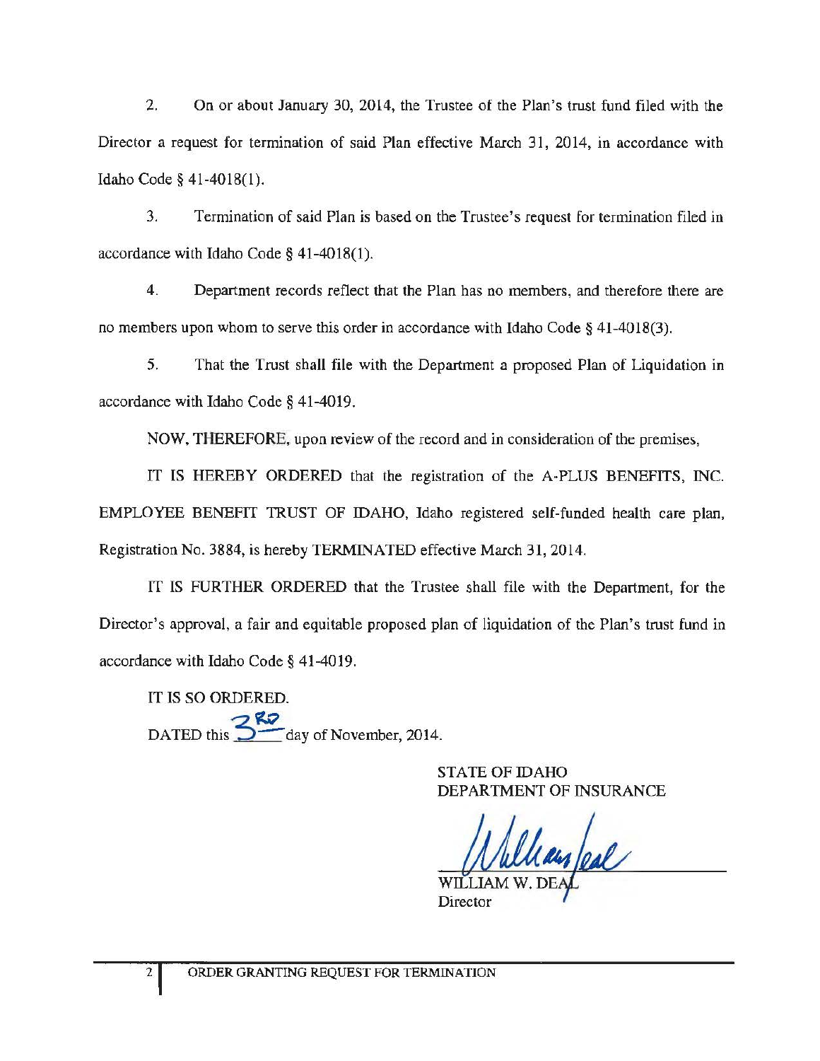2. On or about January 30, 2014, the Trustee of the Plan's trust fund filed with the Director a request for termination of said Plan effective March 31, 2014, in accordance with Idaho Code § 41-4018(1).

3. Termination of said Plan is based on the Trustee's request for termination filed in accordance with Idaho Code § 41-4018(1).

4. Department records reflect that the Plan has no members, and therefore there are no members upon whom to serve this order in accordance with Idaho Code § 41-4018(3).

5. That the Trust shall file with the Department a proposed Plan of Liquidation in accordance with Idaho Code § 41-4019.

NOW, THEREFORE, upon review of the record and in consideration of the premises,

IT IS HEREBY ORDERED that the registration of the A-PLUS BENEFITS, INC. EMPLOYEE BENEFIT TRUST OF IDAHO, Idaho registered self-funded health care plan, Registration No. 3884, is hereby TERMINATED effective March 31, 2014.

IT IS FURTHER ORDERED that the Trustee shall file with the Department, for the Director's approval, a fair and equitable proposed plan of liquidation of the Plan's trust fund in accordance with Idaho Code § 41-4019.

IT IS SO ORDERED.

DATED this 3RD day of November, 2014.

STATE OF IDAHO
DEPARTMENT OF INSURANCE

WILLIAM W. DEAL
Director

ORDER GRANTING REQUEST FOR TERMINATION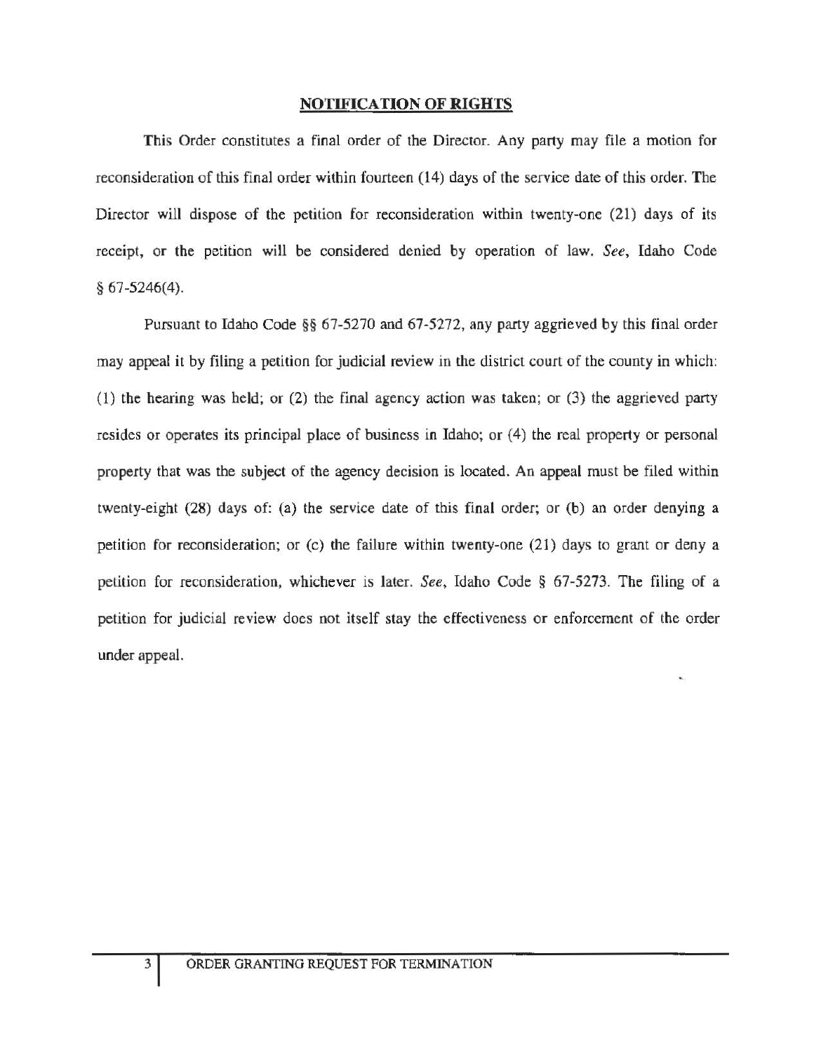## NOTIFICATION OF RIGHTS

This Order constitutes a final order of the Director. Any party may file a motion for reconsideration of this final order within fourteen (14) days of the service date of this order. The Director will dispose of the petition for reconsideration within twenty-one (21) days of its receipt, or the petition will be considered denied by operation of law. *See*, Idaho Code § 67-5246(4).

Pursuant to Idaho Code §§ 67-5270 and 67-5272, any party aggrieved by this final order may appeal it by filing a petition for judicial review in the district court of the county in which: (1) the hearing was held; or (2) the final agency action was taken; or (3) the aggrieved party resides or operates its principal place of business in Idaho; or (4) the real property or personal property that was the subject of the agency decision is located. An appeal must be filed within twenty-eight (28) days of: (a) the service date of this final order; or (b) an order denying a petition for reconsideration; or (c) the failure within twenty-one (21) days to grant or deny a petition for reconsideration, whichever is later. *See*, Idaho Code § 67-5273. The filing of a petition for judicial review does not itself stay the effectiveness or enforcement of the order under appeal.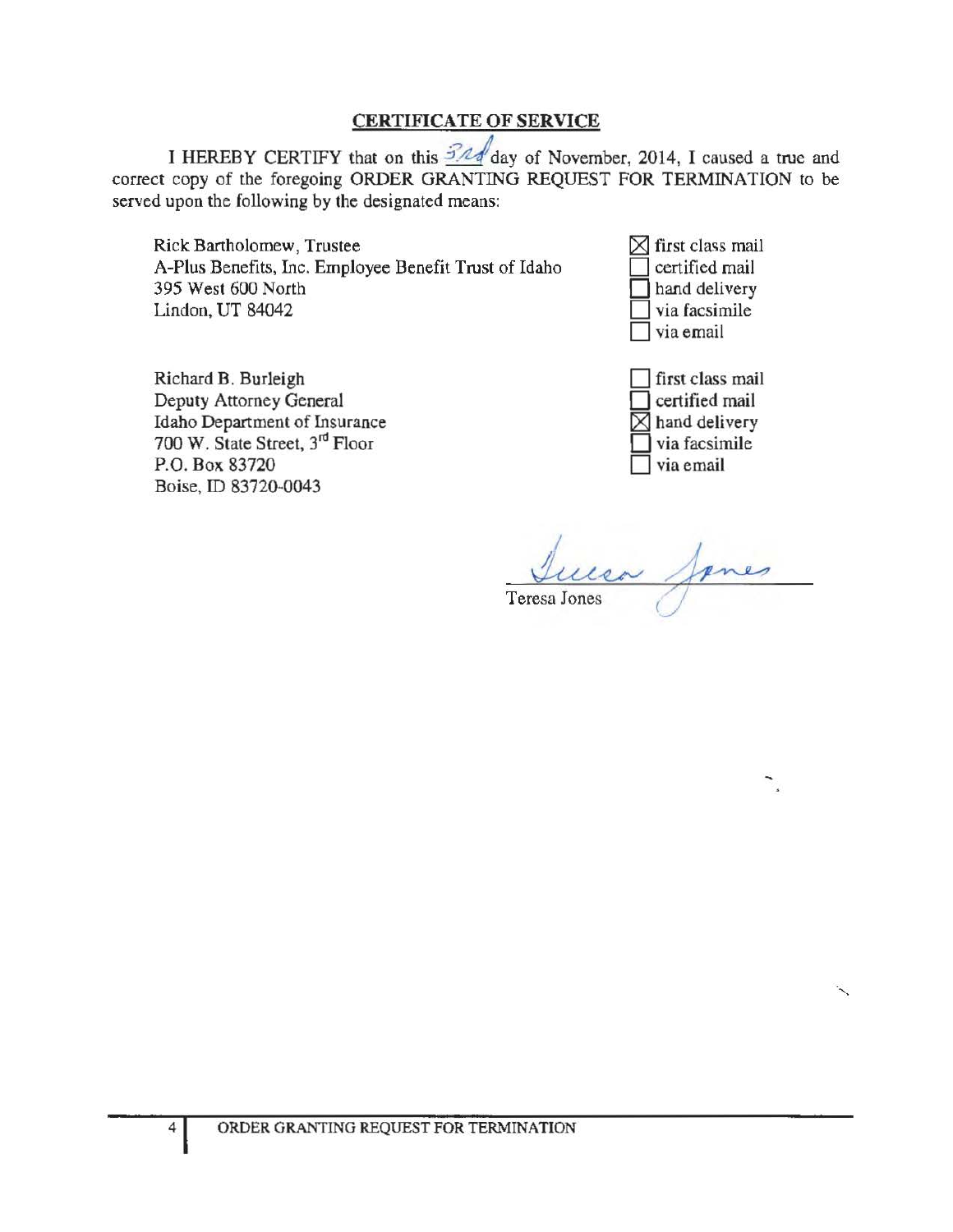## CERTIFICATE OF SERVICE

I HEREBY CERTIFY that on this 3rd day of November, 2014, I caused a true and correct copy of the foregoing ORDER GRANTING REQUEST FOR TERMINATION to be served upon the following by the designated means:

Rick Bartholomew, Trustee
A-Plus Benefits, Inc. Employee Benefit Trust of Idaho
395 West 600 North
Lindon, UT 84042

☒ first class mail
☐ certified mail
☐ hand delivery
☐ via facsimile
☐ via email

Richard B. Burleigh
Deputy Attorney General
Idaho Department of Insurance
700 W. State Street, 3rd Floor
P.O. Box 83720
Boise, ID 83720-0043

☐ first class mail
☐ certified mail
☒ hand delivery
☐ via facsimile
☐ via email

Teresa Jones

ORDER GRANTING REQUEST FOR TERMINATION